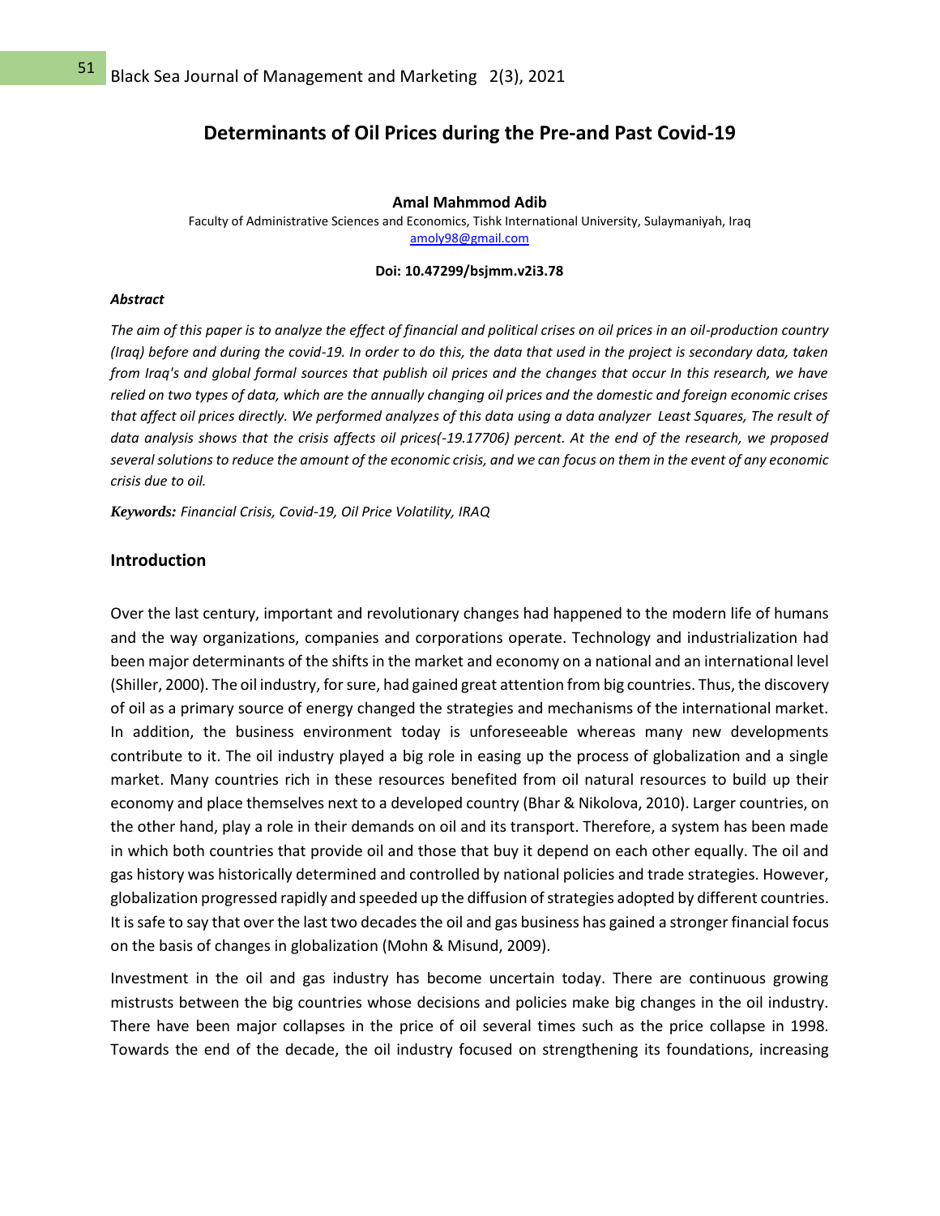# Determinants of Oil Prices during the Pre-and Past Covid-19

**Amal Mahmmod Adib**

Faculty of Administrative Sciences and Economics, Tishk International University, Sulaymaniyah, Iraq
amoly98@gmail.com

**Doi: 10.47299/bsjmm.v2i3.78**

***Abstract***

*The aim of this paper is to analyze the effect of financial and political crises on oil prices in an oil-production country (Iraq) before and during the covid-19. In order to do this, the data that used in the project is secondary data, taken from Iraq's and global formal sources that publish oil prices and the changes that occur In this research, we have relied on two types of data, which are the annually changing oil prices and the domestic and foreign economic crises that affect oil prices directly. We performed analyzes of this data using a data analyzer Least Squares, The result of data analysis shows that the crisis affects oil prices(-19.17706) percent. At the end of the research, we proposed several solutions to reduce the amount of the economic crisis, and we can focus on them in the event of any economic crisis due to oil.*

***Keywords:*** *Financial Crisis, Covid-19, Oil Price Volatility, IRAQ*

## Introduction

Over the last century, important and revolutionary changes had happened to the modern life of humans and the way organizations, companies and corporations operate. Technology and industrialization had been major determinants of the shifts in the market and economy on a national and an international level (Shiller, 2000). The oil industry, for sure, had gained great attention from big countries. Thus, the discovery of oil as a primary source of energy changed the strategies and mechanisms of the international market. In addition, the business environment today is unforeseeable whereas many new developments contribute to it. The oil industry played a big role in easing up the process of globalization and a single market. Many countries rich in these resources benefited from oil natural resources to build up their economy and place themselves next to a developed country (Bhar & Nikolova, 2010). Larger countries, on the other hand, play a role in their demands on oil and its transport. Therefore, a system has been made in which both countries that provide oil and those that buy it depend on each other equally. The oil and gas history was historically determined and controlled by national policies and trade strategies. However, globalization progressed rapidly and speeded up the diffusion of strategies adopted by different countries. It is safe to say that over the last two decades the oil and gas business has gained a stronger financial focus on the basis of changes in globalization (Mohn & Misund, 2009).

Investment in the oil and gas industry has become uncertain today. There are continuous growing mistrusts between the big countries whose decisions and policies make big changes in the oil industry. There have been major collapses in the price of oil several times such as the price collapse in 1998. Towards the end of the decade, the oil industry focused on strengthening its foundations, increasing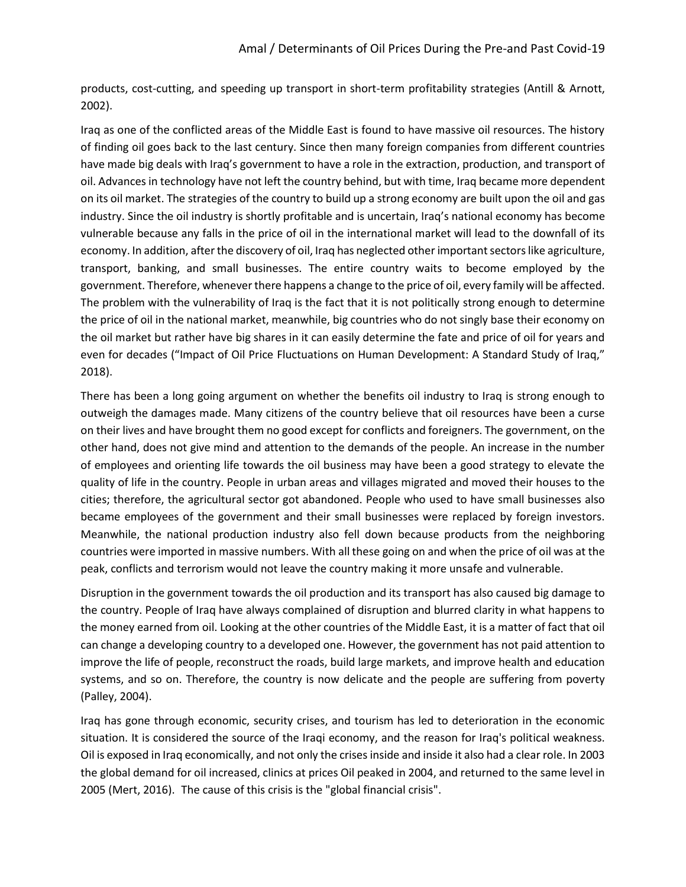products, cost-cutting, and speeding up transport in short-term profitability strategies (Antill & Arnott, 2002).

Iraq as one of the conflicted areas of the Middle East is found to have massive oil resources. The history of finding oil goes back to the last century. Since then many foreign companies from different countries have made big deals with Iraq's government to have a role in the extraction, production, and transport of oil. Advances in technology have not left the country behind, but with time, Iraq became more dependent on its oil market. The strategies of the country to build up a strong economy are built upon the oil and gas industry. Since the oil industry is shortly profitable and is uncertain, Iraq's national economy has become vulnerable because any falls in the price of oil in the international market will lead to the downfall of its economy. In addition, after the discovery of oil, Iraq has neglected other important sectors like agriculture, transport, banking, and small businesses. The entire country waits to become employed by the government. Therefore, whenever there happens a change to the price of oil, every family will be affected. The problem with the vulnerability of Iraq is the fact that it is not politically strong enough to determine the price of oil in the national market, meanwhile, big countries who do not singly base their economy on the oil market but rather have big shares in it can easily determine the fate and price of oil for years and even for decades ("Impact of Oil Price Fluctuations on Human Development: A Standard Study of Iraq," 2018).

There has been a long going argument on whether the benefits oil industry to Iraq is strong enough to outweigh the damages made. Many citizens of the country believe that oil resources have been a curse on their lives and have brought them no good except for conflicts and foreigners. The government, on the other hand, does not give mind and attention to the demands of the people. An increase in the number of employees and orienting life towards the oil business may have been a good strategy to elevate the quality of life in the country. People in urban areas and villages migrated and moved their houses to the cities; therefore, the agricultural sector got abandoned. People who used to have small businesses also became employees of the government and their small businesses were replaced by foreign investors. Meanwhile, the national production industry also fell down because products from the neighboring countries were imported in massive numbers. With all these going on and when the price of oil was at the peak, conflicts and terrorism would not leave the country making it more unsafe and vulnerable.

Disruption in the government towards the oil production and its transport has also caused big damage to the country. People of Iraq have always complained of disruption and blurred clarity in what happens to the money earned from oil. Looking at the other countries of the Middle East, it is a matter of fact that oil can change a developing country to a developed one. However, the government has not paid attention to improve the life of people, reconstruct the roads, build large markets, and improve health and education systems, and so on. Therefore, the country is now delicate and the people are suffering from poverty (Palley, 2004).

Iraq has gone through economic, security crises, and tourism has led to deterioration in the economic situation. It is considered the source of the Iraqi economy, and the reason for Iraq's political weakness. Oil is exposed in Iraq economically, and not only the crises inside and inside it also had a clear role. In 2003 the global demand for oil increased, clinics at prices Oil peaked in 2004, and returned to the same level in 2005 (Mert, 2016). The cause of this crisis is the "global financial crisis".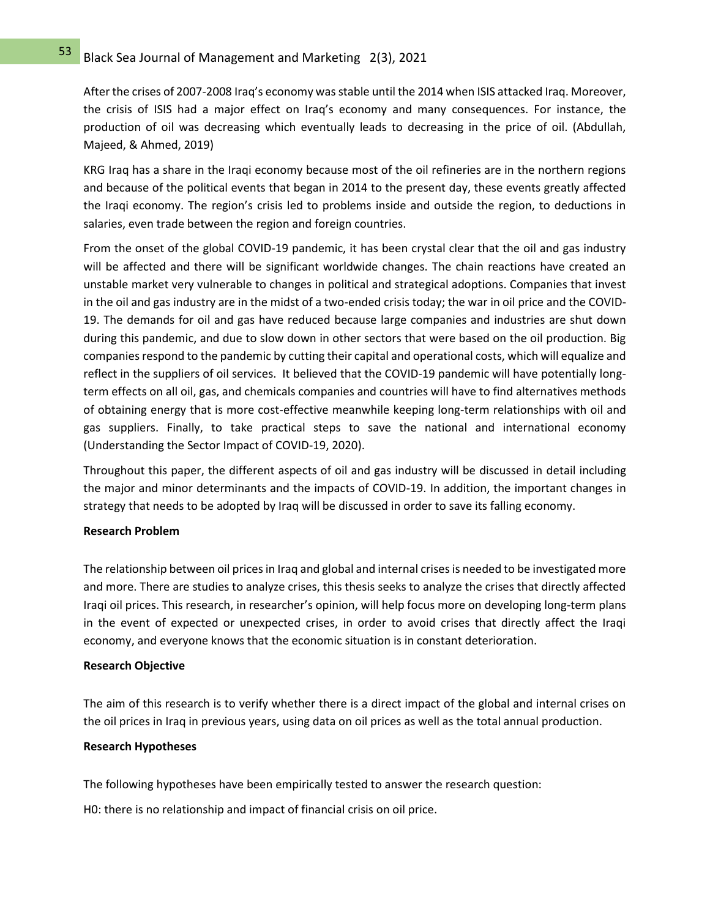After the crises of 2007-2008 Iraq's economy was stable until the 2014 when ISIS attacked Iraq. Moreover, the crisis of ISIS had a major effect on Iraq's economy and many consequences. For instance, the production of oil was decreasing which eventually leads to decreasing in the price of oil. (Abdullah, Majeed, & Ahmed, 2019)

KRG Iraq has a share in the Iraqi economy because most of the oil refineries are in the northern regions and because of the political events that began in 2014 to the present day, these events greatly affected the Iraqi economy. The region's crisis led to problems inside and outside the region, to deductions in salaries, even trade between the region and foreign countries.

From the onset of the global COVID-19 pandemic, it has been crystal clear that the oil and gas industry will be affected and there will be significant worldwide changes. The chain reactions have created an unstable market very vulnerable to changes in political and strategical adoptions. Companies that invest in the oil and gas industry are in the midst of a two-ended crisis today; the war in oil price and the COVID-19. The demands for oil and gas have reduced because large companies and industries are shut down during this pandemic, and due to slow down in other sectors that were based on the oil production. Big companies respond to the pandemic by cutting their capital and operational costs, which will equalize and reflect in the suppliers of oil services. It believed that the COVID-19 pandemic will have potentially long-term effects on all oil, gas, and chemicals companies and countries will have to find alternatives methods of obtaining energy that is more cost-effective meanwhile keeping long-term relationships with oil and gas suppliers. Finally, to take practical steps to save the national and international economy (Understanding the Sector Impact of COVID-19, 2020).

Throughout this paper, the different aspects of oil and gas industry will be discussed in detail including the major and minor determinants and the impacts of COVID-19. In addition, the important changes in strategy that needs to be adopted by Iraq will be discussed in order to save its falling economy.

**Research Problem**

The relationship between oil prices in Iraq and global and internal crises is needed to be investigated more and more. There are studies to analyze crises, this thesis seeks to analyze the crises that directly affected Iraqi oil prices. This research, in researcher's opinion, will help focus more on developing long-term plans in the event of expected or unexpected crises, in order to avoid crises that directly affect the Iraqi economy, and everyone knows that the economic situation is in constant deterioration.

**Research Objective**

The aim of this research is to verify whether there is a direct impact of the global and internal crises on the oil prices in Iraq in previous years, using data on oil prices as well as the total annual production.

**Research Hypotheses**

The following hypotheses have been empirically tested to answer the research question:

H0: there is no relationship and impact of financial crisis on oil price.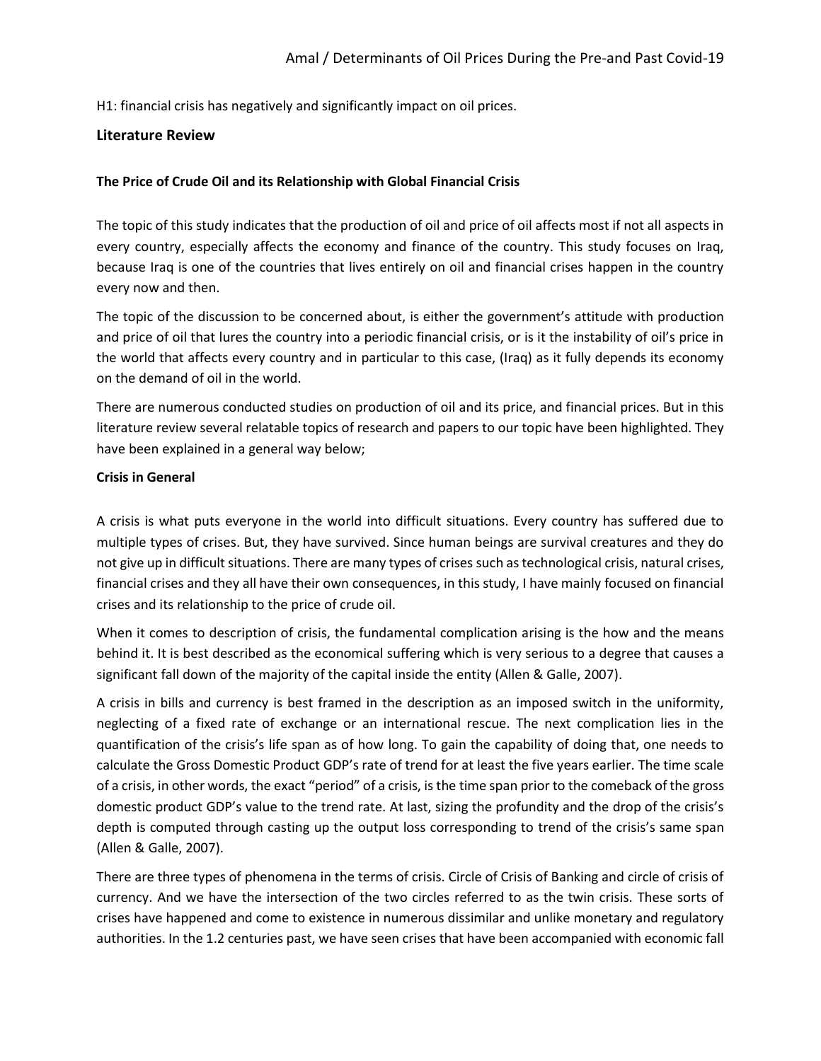H1: financial crisis has negatively and significantly impact on oil prices.

## Literature Review

### The Price of Crude Oil and its Relationship with Global Financial Crisis

The topic of this study indicates that the production of oil and price of oil affects most if not all aspects in every country, especially affects the economy and finance of the country. This study focuses on Iraq, because Iraq is one of the countries that lives entirely on oil and financial crises happen in the country every now and then.

The topic of the discussion to be concerned about, is either the government's attitude with production and price of oil that lures the country into a periodic financial crisis, or is it the instability of oil's price in the world that affects every country and in particular to this case, (Iraq) as it fully depends its economy on the demand of oil in the world.

There are numerous conducted studies on production of oil and its price, and financial prices. But in this literature review several relatable topics of research and papers to our topic have been highlighted. They have been explained in a general way below;

### Crisis in General

A crisis is what puts everyone in the world into difficult situations. Every country has suffered due to multiple types of crises. But, they have survived. Since human beings are survival creatures and they do not give up in difficult situations. There are many types of crises such as technological crisis, natural crises, financial crises and they all have their own consequences, in this study, I have mainly focused on financial crises and its relationship to the price of crude oil.

When it comes to description of crisis, the fundamental complication arising is the how and the means behind it. It is best described as the economical suffering which is very serious to a degree that causes a significant fall down of the majority of the capital inside the entity (Allen & Galle, 2007).

A crisis in bills and currency is best framed in the description as an imposed switch in the uniformity, neglecting of a fixed rate of exchange or an international rescue. The next complication lies in the quantification of the crisis's life span as of how long. To gain the capability of doing that, one needs to calculate the Gross Domestic Product GDP's rate of trend for at least the five years earlier. The time scale of a crisis, in other words, the exact "period" of a crisis, is the time span prior to the comeback of the gross domestic product GDP's value to the trend rate. At last, sizing the profundity and the drop of the crisis's depth is computed through casting up the output loss corresponding to trend of the crisis's same span (Allen & Galle, 2007).

There are three types of phenomena in the terms of crisis. Circle of Crisis of Banking and circle of crisis of currency. And we have the intersection of the two circles referred to as the twin crisis. These sorts of crises have happened and come to existence in numerous dissimilar and unlike monetary and regulatory authorities. In the 1.2 centuries past, we have seen crises that have been accompanied with economic fall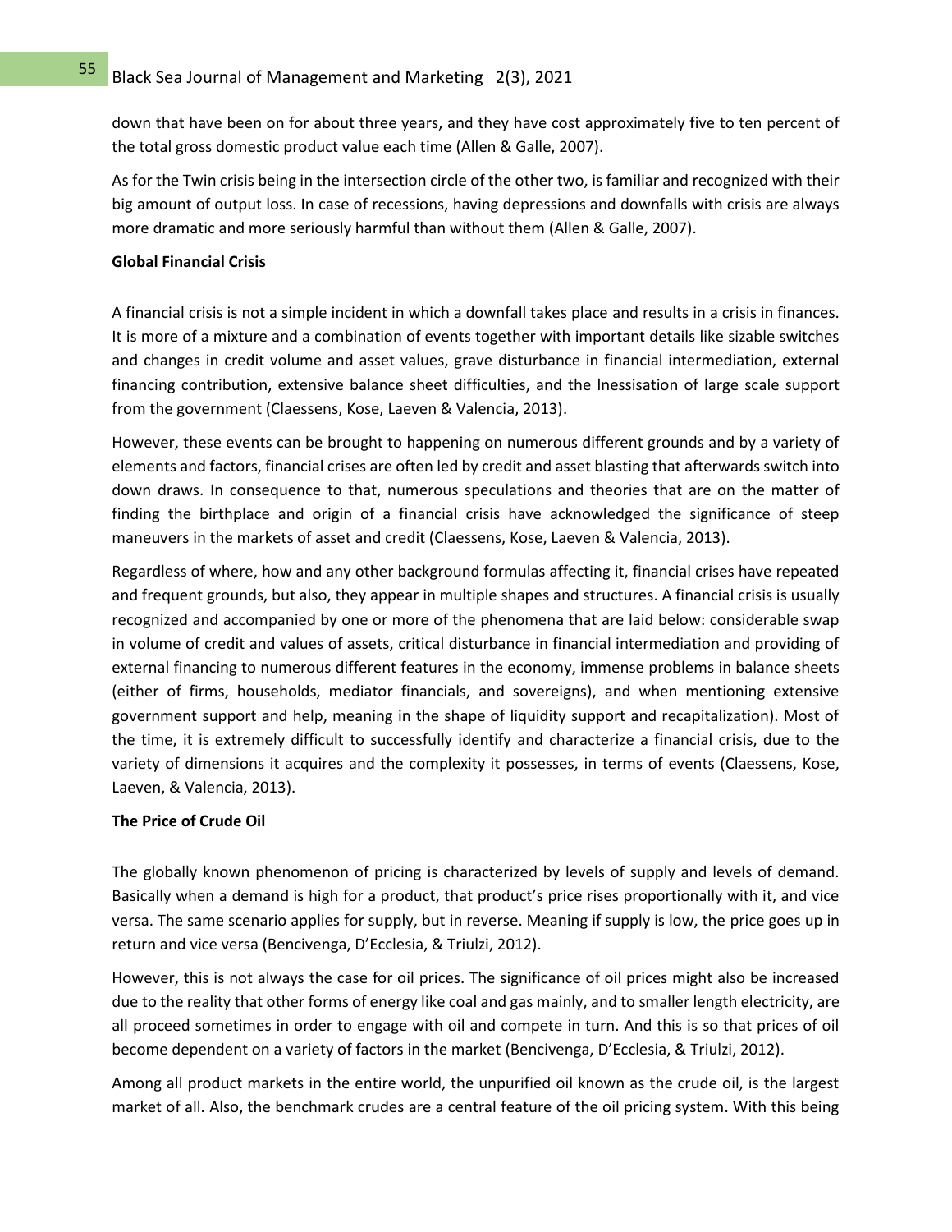down that have been on for about three years, and they have cost approximately five to ten percent of the total gross domestic product value each time (Allen & Galle, 2007).

As for the Twin crisis being in the intersection circle of the other two, is familiar and recognized with their big amount of output loss. In case of recessions, having depressions and downfalls with crisis are always more dramatic and more seriously harmful than without them (Allen & Galle, 2007).

**Global Financial Crisis**

A financial crisis is not a simple incident in which a downfall takes place and results in a crisis in finances. It is more of a mixture and a combination of events together with important details like sizable switches and changes in credit volume and asset values, grave disturbance in financial intermediation, external financing contribution, extensive balance sheet difficulties, and the lnessisation of large scale support from the government (Claessens, Kose, Laeven & Valencia, 2013).

However, these events can be brought to happening on numerous different grounds and by a variety of elements and factors, financial crises are often led by credit and asset blasting that afterwards switch into down draws. In consequence to that, numerous speculations and theories that are on the matter of finding the birthplace and origin of a financial crisis have acknowledged the significance of steep maneuvers in the markets of asset and credit (Claessens, Kose, Laeven & Valencia, 2013).

Regardless of where, how and any other background formulas affecting it, financial crises have repeated and frequent grounds, but also, they appear in multiple shapes and structures. A financial crisis is usually recognized and accompanied by one or more of the phenomena that are laid below: considerable swap in volume of credit and values of assets, critical disturbance in financial intermediation and providing of external financing to numerous different features in the economy, immense problems in balance sheets (either of firms, households, mediator financials, and sovereigns), and when mentioning extensive government support and help, meaning in the shape of liquidity support and recapitalization). Most of the time, it is extremely difficult to successfully identify and characterize a financial crisis, due to the variety of dimensions it acquires and the complexity it possesses, in terms of events (Claessens, Kose, Laeven, & Valencia, 2013).

**The Price of Crude Oil**

The globally known phenomenon of pricing is characterized by levels of supply and levels of demand. Basically when a demand is high for a product, that product's price rises proportionally with it, and vice versa. The same scenario applies for supply, but in reverse. Meaning if supply is low, the price goes up in return and vice versa (Bencivenga, D'Ecclesia, & Triulzi, 2012).

However, this is not always the case for oil prices. The significance of oil prices might also be increased due to the reality that other forms of energy like coal and gas mainly, and to smaller length electricity, are all proceed sometimes in order to engage with oil and compete in turn. And this is so that prices of oil become dependent on a variety of factors in the market (Bencivenga, D'Ecclesia, & Triulzi, 2012).

Among all product markets in the entire world, the unpurified oil known as the crude oil, is the largest market of all. Also, the benchmark crudes are a central feature of the oil pricing system. With this being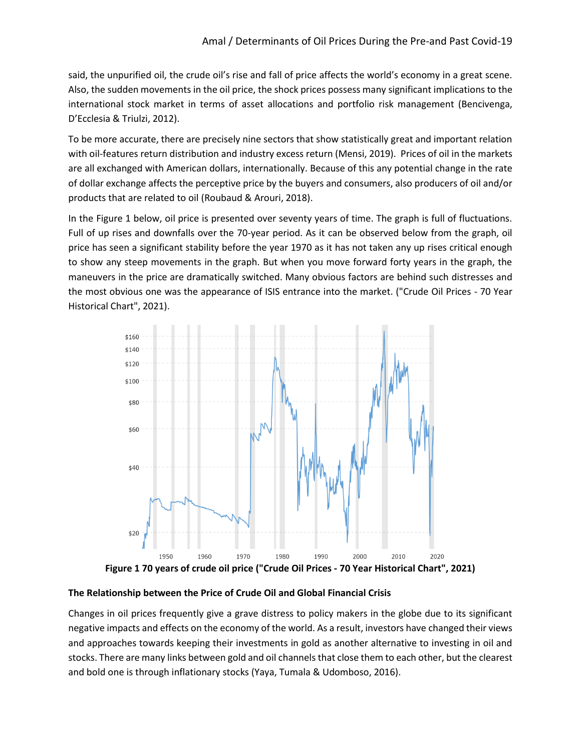said, the unpurified oil, the crude oil's rise and fall of price affects the world's economy in a great scene. Also, the sudden movements in the oil price, the shock prices possess many significant implications to the international stock market in terms of asset allocations and portfolio risk management (Bencivenga, D'Ecclesia & Triulzi, 2012).

To be more accurate, there are precisely nine sectors that show statistically great and important relation with oil-features return distribution and industry excess return (Mensi, 2019). Prices of oil in the markets are all exchanged with American dollars, internationally. Because of this any potential change in the rate of dollar exchange affects the perceptive price by the buyers and consumers, also producers of oil and/or products that are related to oil (Roubaud & Arouri, 2018).

In the Figure 1 below, oil price is presented over seventy years of time. The graph is full of fluctuations. Full of up rises and downfalls over the 70-year period. As it can be observed below from the graph, oil price has seen a significant stability before the year 1970 as it has not taken any up rises critical enough to show any steep movements in the graph. But when you move forward forty years in the graph, the maneuvers in the price are dramatically switched. Many obvious factors are behind such distresses and the most obvious one was the appearance of ISIS entrance into the market. ("Crude Oil Prices - 70 Year Historical Chart", 2021).

**Figure 1 70 years of crude oil price ("Crude Oil Prices - 70 Year Historical Chart", 2021)**

### The Relationship between the Price of Crude Oil and Global Financial Crisis

Changes in oil prices frequently give a grave distress to policy makers in the globe due to its significant negative impacts and effects on the economy of the world. As a result, investors have changed their views and approaches towards keeping their investments in gold as another alternative to investing in oil and stocks. There are many links between gold and oil channels that close them to each other, but the clearest and bold one is through inflationary stocks (Yaya, Tumala & Udomboso, 2016).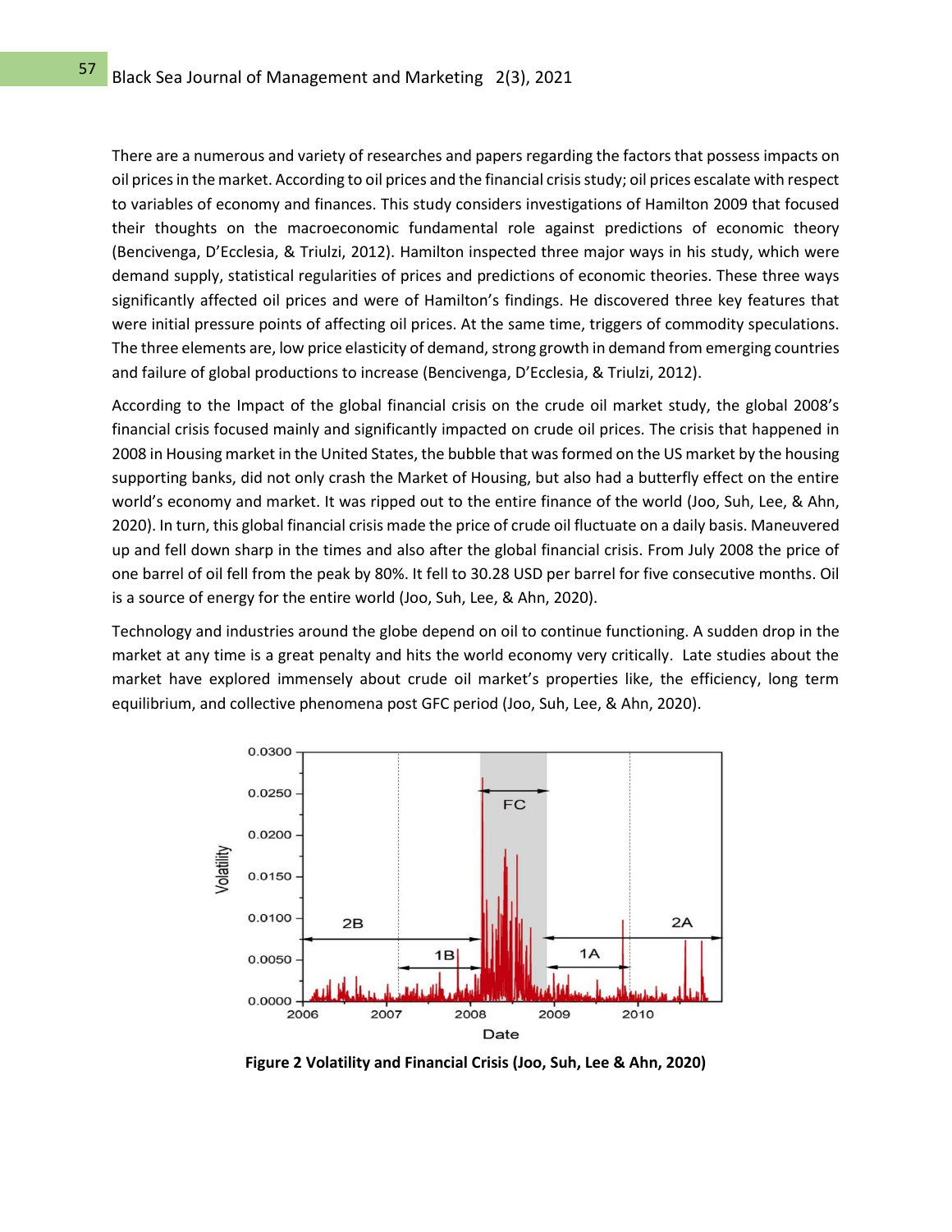There are a numerous and variety of researches and papers regarding the factors that possess impacts on oil prices in the market. According to oil prices and the financial crisis study; oil prices escalate with respect to variables of economy and finances. This study considers investigations of Hamilton 2009 that focused their thoughts on the macroeconomic fundamental role against predictions of economic theory (Bencivenga, D'Ecclesia, & Triulzi, 2012). Hamilton inspected three major ways in his study, which were demand supply, statistical regularities of prices and predictions of economic theories. These three ways significantly affected oil prices and were of Hamilton's findings. He discovered three key features that were initial pressure points of affecting oil prices. At the same time, triggers of commodity speculations. The three elements are, low price elasticity of demand, strong growth in demand from emerging countries and failure of global productions to increase (Bencivenga, D'Ecclesia, & Triulzi, 2012).

According to the Impact of the global financial crisis on the crude oil market study, the global 2008's financial crisis focused mainly and significantly impacted on crude oil prices. The crisis that happened in 2008 in Housing market in the United States, the bubble that was formed on the US market by the housing supporting banks, did not only crash the Market of Housing, but also had a butterfly effect on the entire world's economy and market. It was ripped out to the entire finance of the world (Joo, Suh, Lee, & Ahn, 2020). In turn, this global financial crisis made the price of crude oil fluctuate on a daily basis. Maneuvered up and fell down sharp in the times and also after the global financial crisis. From July 2008 the price of one barrel of oil fell from the peak by 80%. It fell to 30.28 USD per barrel for five consecutive months. Oil is a source of energy for the entire world (Joo, Suh, Lee, & Ahn, 2020).

Technology and industries around the globe depend on oil to continue functioning. A sudden drop in the market at any time is a great penalty and hits the world economy very critically. Late studies about the market have explored immensely about crude oil market's properties like, the efficiency, long term equilibrium, and collective phenomena post GFC period (Joo, Suh, Lee, & Ahn, 2020).

**Figure 2 Volatility and Financial Crisis (Joo, Suh, Lee & Ahn, 2020)**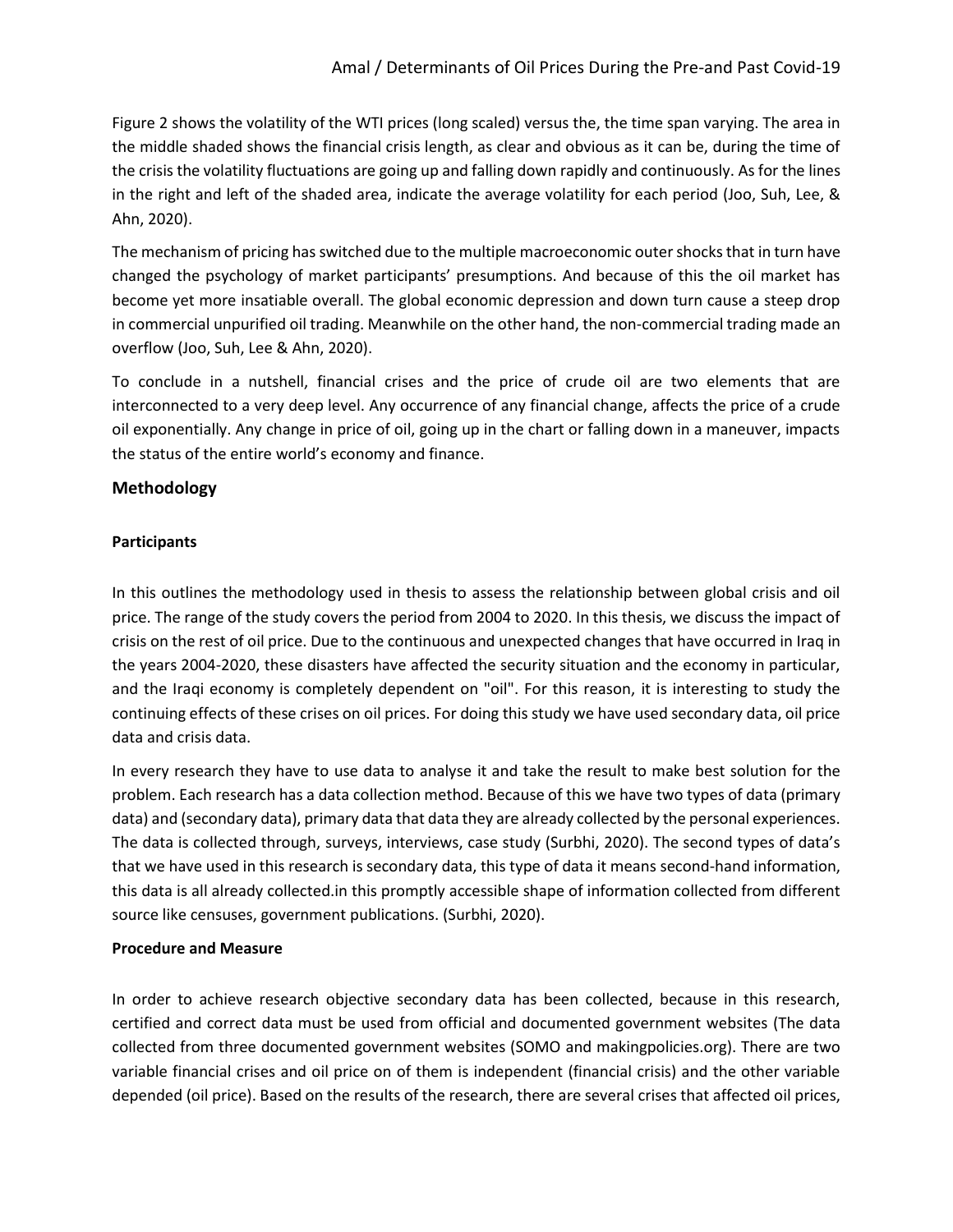Figure 2 shows the volatility of the WTI prices (long scaled) versus the, the time span varying. The area in the middle shaded shows the financial crisis length, as clear and obvious as it can be, during the time of the crisis the volatility fluctuations are going up and falling down rapidly and continuously. As for the lines in the right and left of the shaded area, indicate the average volatility for each period (Joo, Suh, Lee, & Ahn, 2020).

The mechanism of pricing has switched due to the multiple macroeconomic outer shocks that in turn have changed the psychology of market participants' presumptions. And because of this the oil market has become yet more insatiable overall. The global economic depression and down turn cause a steep drop in commercial unpurified oil trading. Meanwhile on the other hand, the non-commercial trading made an overflow (Joo, Suh, Lee & Ahn, 2020).

To conclude in a nutshell, financial crises and the price of crude oil are two elements that are interconnected to a very deep level. Any occurrence of any financial change, affects the price of a crude oil exponentially. Any change in price of oil, going up in the chart or falling down in a maneuver, impacts the status of the entire world's economy and finance.

## Methodology

### Participants

In this outlines the methodology used in thesis to assess the relationship between global crisis and oil price. The range of the study covers the period from 2004 to 2020. In this thesis, we discuss the impact of crisis on the rest of oil price. Due to the continuous and unexpected changes that have occurred in Iraq in the years 2004-2020, these disasters have affected the security situation and the economy in particular, and the Iraqi economy is completely dependent on "oil". For this reason, it is interesting to study the continuing effects of these crises on oil prices. For doing this study we have used secondary data, oil price data and crisis data.

In every research they have to use data to analyse it and take the result to make best solution for the problem. Each research has a data collection method. Because of this we have two types of data (primary data) and (secondary data), primary data that data they are already collected by the personal experiences. The data is collected through, surveys, interviews, case study (Surbhi, 2020). The second types of data's that we have used in this research is secondary data, this type of data it means second-hand information, this data is all already collected.in this promptly accessible shape of information collected from different source like censuses, government publications. (Surbhi, 2020).

### Procedure and Measure

In order to achieve research objective secondary data has been collected, because in this research, certified and correct data must be used from official and documented government websites (The data collected from three documented government websites (SOMO and makingpolicies.org). There are two variable financial crises and oil price on of them is independent (financial crisis) and the other variable depended (oil price). Based on the results of the research, there are several crises that affected oil prices,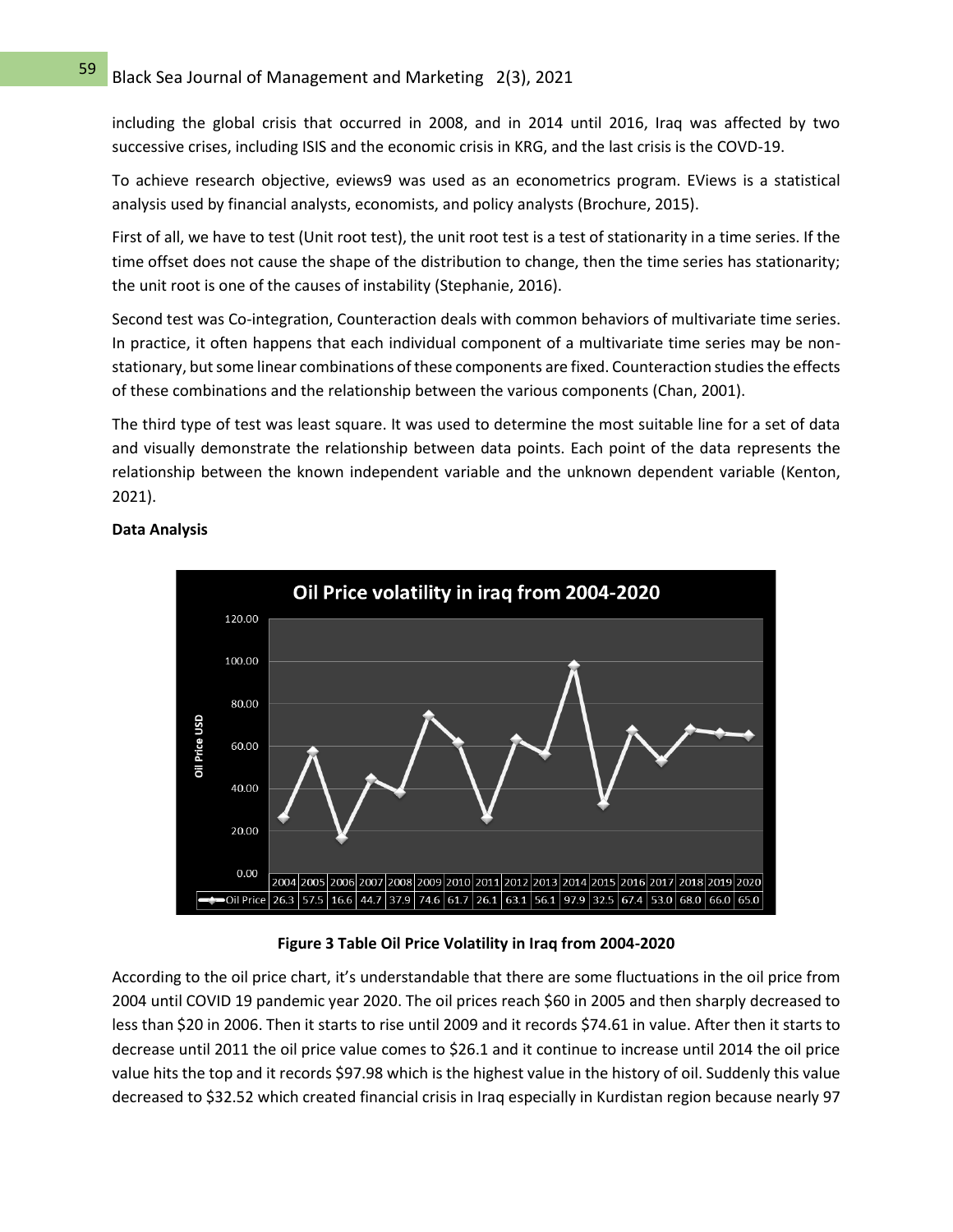including the global crisis that occurred in 2008, and in 2014 until 2016, Iraq was affected by two successive crises, including ISIS and the economic crisis in KRG, and the last crisis is the COVD-19.

To achieve research objective, eviews9 was used as an econometrics program. EViews is a statistical analysis used by financial analysts, economists, and policy analysts (Brochure, 2015).

First of all, we have to test (Unit root test), the unit root test is a test of stationarity in a time series. If the time offset does not cause the shape of the distribution to change, then the time series has stationarity; the unit root is one of the causes of instability (Stephanie, 2016).

Second test was Co-integration, Counteraction deals with common behaviors of multivariate time series. In practice, it often happens that each individual component of a multivariate time series may be non-stationary, but some linear combinations of these components are fixed. Counteraction studies the effects of these combinations and the relationship between the various components (Chan, 2001).

The third type of test was least square. It was used to determine the most suitable line for a set of data and visually demonstrate the relationship between data points. Each point of the data represents the relationship between the known independent variable and the unknown dependent variable (Kenton, 2021).

**Data Analysis**

**Oil Price volatility in iraq from 2004-2020**

| | 2004 | 2005 | 2006 | 2007 | 2008 | 2009 | 2010 | 2011 | 2012 | 2013 | 2014 | 2015 | 2016 | 2017 | 2018 | 2019 | 2020 |
|---|---|---|---|---|---|---|---|---|---|---|---|---|---|---|---|---|---|
| Oil Price | 26.3 | 57.5 | 16.6 | 44.7 | 37.9 | 74.6 | 61.7 | 26.1 | 63.1 | 56.1 | 97.9 | 32.5 | 67.4 | 53.0 | 68.0 | 66.0 | 65.0 |

**Figure 3 Table Oil Price Volatility in Iraq from 2004-2020**

According to the oil price chart, it's understandable that there are some fluctuations in the oil price from 2004 until COVID 19 pandemic year 2020. The oil prices reach $60 in 2005 and then sharply decreased to less than $20 in 2006. Then it starts to rise until 2009 and it records $74.61 in value. After then it starts to decrease until 2011 the oil price value comes to $26.1 and it continue to increase until 2014 the oil price value hits the top and it records $97.98 which is the highest value in the history of oil. Suddenly this value decreased to $32.52 which created financial crisis in Iraq especially in Kurdistan region because nearly 97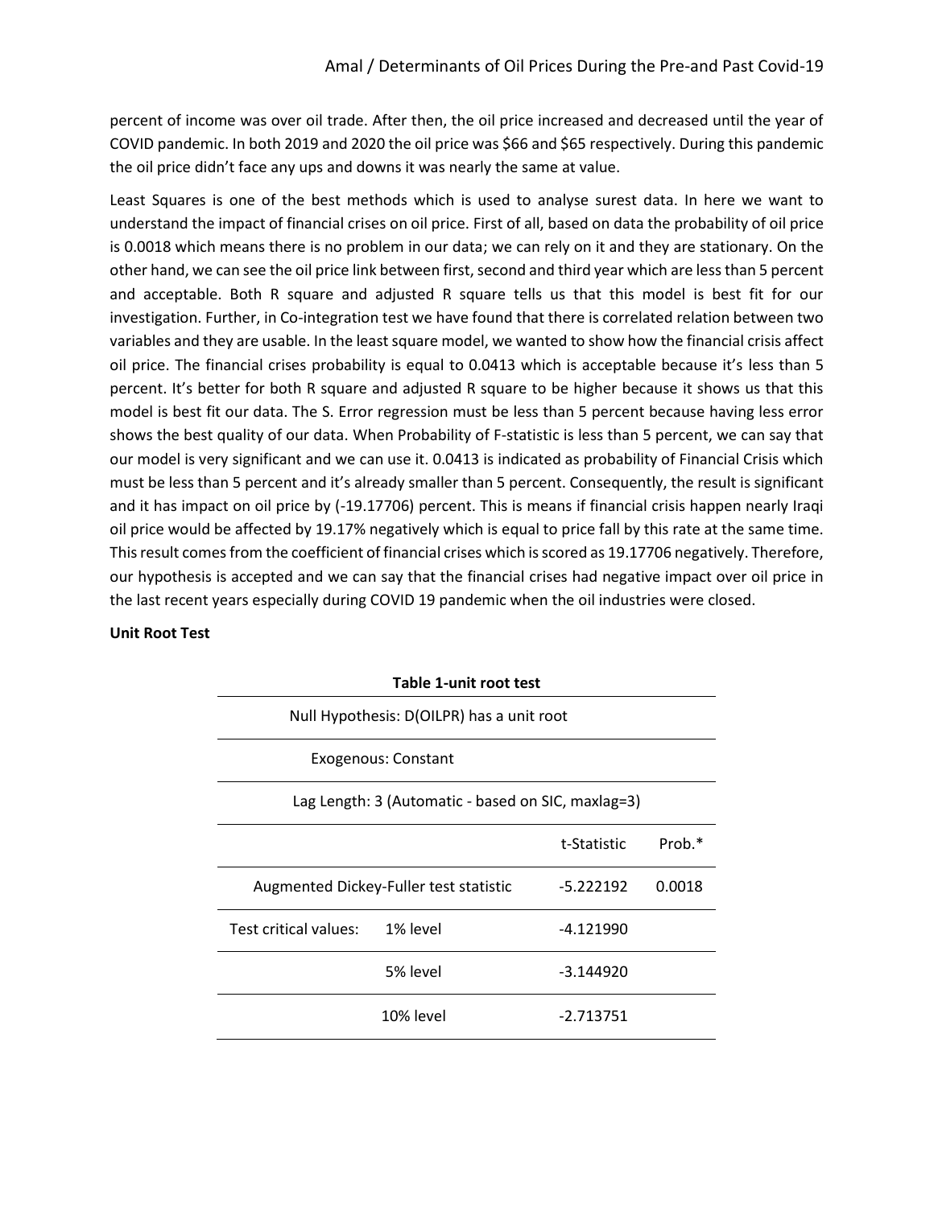percent of income was over oil trade. After then, the oil price increased and decreased until the year of COVID pandemic. In both 2019 and 2020 the oil price was \$66 and \$65 respectively. During this pandemic the oil price didn't face any ups and downs it was nearly the same at value.

Least Squares is one of the best methods which is used to analyse surest data. In here we want to understand the impact of financial crises on oil price. First of all, based on data the probability of oil price is 0.0018 which means there is no problem in our data; we can rely on it and they are stationary. On the other hand, we can see the oil price link between first, second and third year which are less than 5 percent and acceptable. Both R square and adjusted R square tells us that this model is best fit for our investigation. Further, in Co-integration test we have found that there is correlated relation between two variables and they are usable. In the least square model, we wanted to show how the financial crisis affect oil price. The financial crises probability is equal to 0.0413 which is acceptable because it's less than 5 percent. It's better for both R square and adjusted R square to be higher because it shows us that this model is best fit our data. The S. Error regression must be less than 5 percent because having less error shows the best quality of our data. When Probability of F-statistic is less than 5 percent, we can say that our model is very significant and we can use it. 0.0413 is indicated as probability of Financial Crisis which must be less than 5 percent and it's already smaller than 5 percent. Consequently, the result is significant and it has impact on oil price by (-19.17706) percent. This is means if financial crisis happen nearly Iraqi oil price would be affected by 19.17% negatively which is equal to price fall by this rate at the same time. This result comes from the coefficient of financial crises which is scored as 19.17706 negatively. Therefore, our hypothesis is accepted and we can say that the financial crises had negative impact over oil price in the last recent years especially during COVID 19 pandemic when the oil industries were closed.

**Unit Root Test**

**Table 1-unit root test**

| Null Hypothesis: D(OILPR) has a unit root | | | |
|---|---|---|---|
| Exogenous: Constant | | | |
| Lag Length: 3 (Automatic - based on SIC, maxlag=3) | | | |
| | | t-Statistic | Prob.* |
| Augmented Dickey-Fuller test statistic | | -5.222192 | 0.0018 |
| Test critical values: | 1% level | -4.121990 | |
| | 5% level | -3.144920 | |
| | 10% level | -2.713751 | |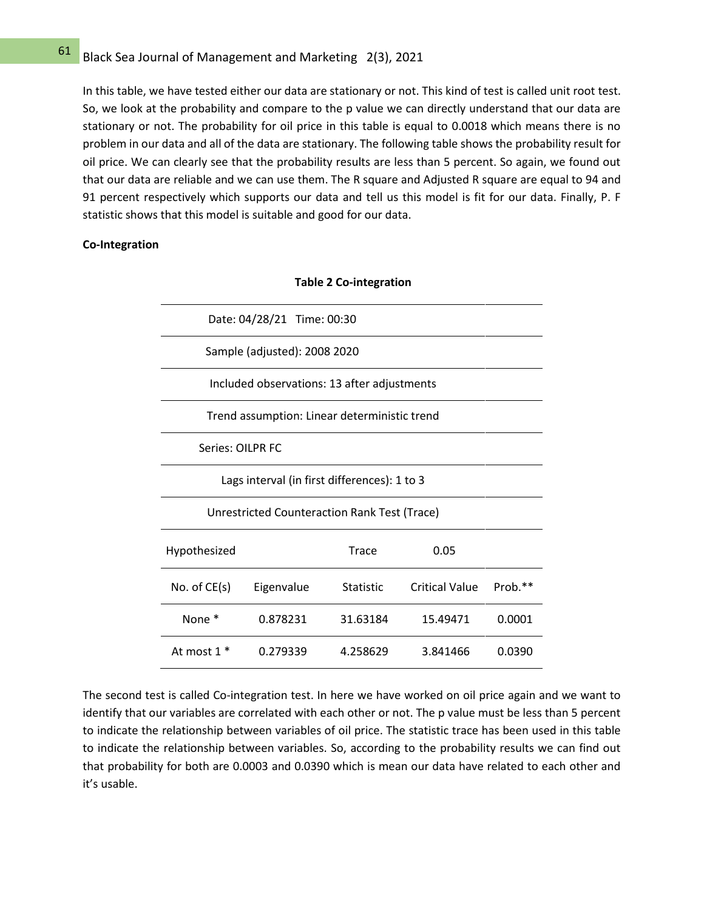In this table, we have tested either our data are stationary or not. This kind of test is called unit root test. So, we look at the probability and compare to the p value we can directly understand that our data are stationary or not. The probability for oil price in this table is equal to 0.0018 which means there is no problem in our data and all of the data are stationary. The following table shows the probability result for oil price. We can clearly see that the probability results are less than 5 percent. So again, we found out that our data are reliable and we can use them. The R square and Adjusted R square are equal to 94 and 91 percent respectively which supports our data and tell us this model is fit for our data. Finally, P. F statistic shows that this model is suitable and good for our data.

**Co-Integration**

**Table 2 Co-integration**

| Date: 04/28/21 Time: 00:30 | | | | |
|---|---|---|---|---|
| Sample (adjusted): 2008 2020 | | | | |
| Included observations: 13 after adjustments | | | | |
| Trend assumption: Linear deterministic trend | | | | |
| Series: OILPR FC | | | | |
| Lags interval (in first differences): 1 to 3 | | | | |
| Unrestricted Counteraction Rank Test (Trace) | | | | |
| Hypothesized | | Trace | 0.05 | |
| No. of CE(s) | Eigenvalue | Statistic | Critical Value | Prob.** |
| None * | 0.878231 | 31.63184 | 15.49471 | 0.0001 |
| At most 1 * | 0.279339 | 4.258629 | 3.841466 | 0.0390 |

The second test is called Co-integration test. In here we have worked on oil price again and we want to identify that our variables are correlated with each other or not. The p value must be less than 5 percent to indicate the relationship between variables of oil price. The statistic trace has been used in this table to indicate the relationship between variables. So, according to the probability results we can find out that probability for both are 0.0003 and 0.0390 which is mean our data have related to each other and it's usable.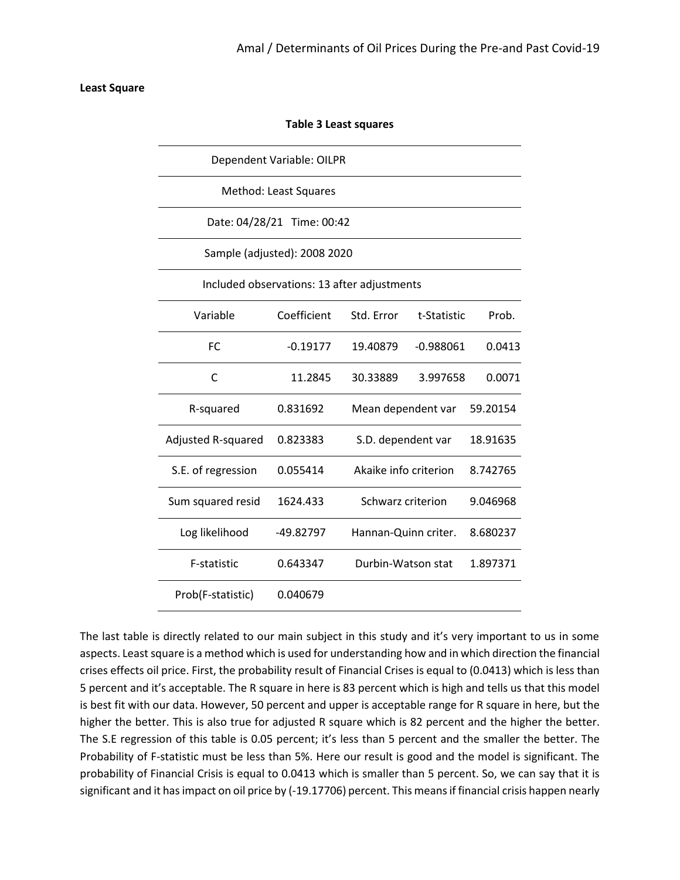**Least Square**

**Table 3 Least squares**

| Dependent Variable: OILPR | | | | |
|---|---|---|---|---|
| Method: Least Squares | | | | |
| Date: 04/28/21 Time: 00:42 | | | | |
| Sample (adjusted): 2008 2020 | | | | |
| Included observations: 13 after adjustments | | | | |
| Variable | Coefficient | Std. Error | t-Statistic | Prob. |
| FC | -0.19177 | 19.40879 | -0.988061 | 0.0413 |
| C | 11.2845 | 30.33889 | 3.997658 | 0.0071 |
| R-squared | 0.831692 | Mean dependent var | | 59.20154 |
| Adjusted R-squared | 0.823383 | S.D. dependent var | | 18.91635 |
| S.E. of regression | 0.055414 | Akaike info criterion | | 8.742765 |
| Sum squared resid | 1624.433 | Schwarz criterion | | 9.046968 |
| Log likelihood | -49.82797 | Hannan-Quinn criter. | | 8.680237 |
| F-statistic | 0.643347 | Durbin-Watson stat | | 1.897371 |
| Prob(F-statistic) | 0.040679 | | | |

The last table is directly related to our main subject in this study and it's very important to us in some aspects. Least square is a method which is used for understanding how and in which direction the financial crises effects oil price. First, the probability result of Financial Crises is equal to (0.0413) which is less than 5 percent and it's acceptable. The R square in here is 83 percent which is high and tells us that this model is best fit with our data. However, 50 percent and upper is acceptable range for R square in here, but the higher the better. This is also true for adjusted R square which is 82 percent and the higher the better. The S.E regression of this table is 0.05 percent; it's less than 5 percent and the smaller the better. The Probability of F-statistic must be less than 5%. Here our result is good and the model is significant. The probability of Financial Crisis is equal to 0.0413 which is smaller than 5 percent. So, we can say that it is significant and it has impact on oil price by (-19.17706) percent. This means if financial crisis happen nearly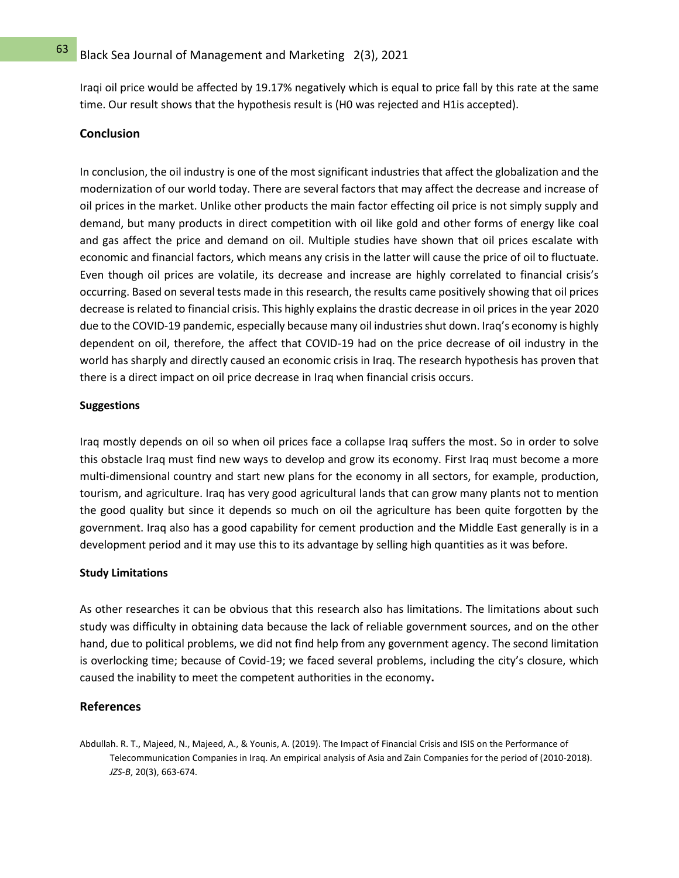Iraqi oil price would be affected by 19.17% negatively which is equal to price fall by this rate at the same time. Our result shows that the hypothesis result is (H0 was rejected and H1is accepted).

## Conclusion

In conclusion, the oil industry is one of the most significant industries that affect the globalization and the modernization of our world today. There are several factors that may affect the decrease and increase of oil prices in the market. Unlike other products the main factor effecting oil price is not simply supply and demand, but many products in direct competition with oil like gold and other forms of energy like coal and gas affect the price and demand on oil. Multiple studies have shown that oil prices escalate with economic and financial factors, which means any crisis in the latter will cause the price of oil to fluctuate. Even though oil prices are volatile, its decrease and increase are highly correlated to financial crisis's occurring. Based on several tests made in this research, the results came positively showing that oil prices decrease is related to financial crisis. This highly explains the drastic decrease in oil prices in the year 2020 due to the COVID-19 pandemic, especially because many oil industries shut down. Iraq's economy is highly dependent on oil, therefore, the affect that COVID-19 had on the price decrease of oil industry in the world has sharply and directly caused an economic crisis in Iraq. The research hypothesis has proven that there is a direct impact on oil price decrease in Iraq when financial crisis occurs.

### Suggestions

Iraq mostly depends on oil so when oil prices face a collapse Iraq suffers the most. So in order to solve this obstacle Iraq must find new ways to develop and grow its economy. First Iraq must become a more multi-dimensional country and start new plans for the economy in all sectors, for example, production, tourism, and agriculture. Iraq has very good agricultural lands that can grow many plants not to mention the good quality but since it depends so much on oil the agriculture has been quite forgotten by the government. Iraq also has a good capability for cement production and the Middle East generally is in a development period and it may use this to its advantage by selling high quantities as it was before.

### Study Limitations

As other researches it can be obvious that this research also has limitations. The limitations about such study was difficulty in obtaining data because the lack of reliable government sources, and on the other hand, due to political problems, we did not find help from any government agency. The second limitation is overlocking time; because of Covid-19; we faced several problems, including the city's closure, which caused the inability to meet the competent authorities in the economy**.**

## References

Abdullah. R. T., Majeed, N., Majeed, A., & Younis, A. (2019). The Impact of Financial Crisis and ISIS on the Performance of Telecommunication Companies in Iraq. An empirical analysis of Asia and Zain Companies for the period of (2010-2018). *JZS-B*, 20(3), 663-674.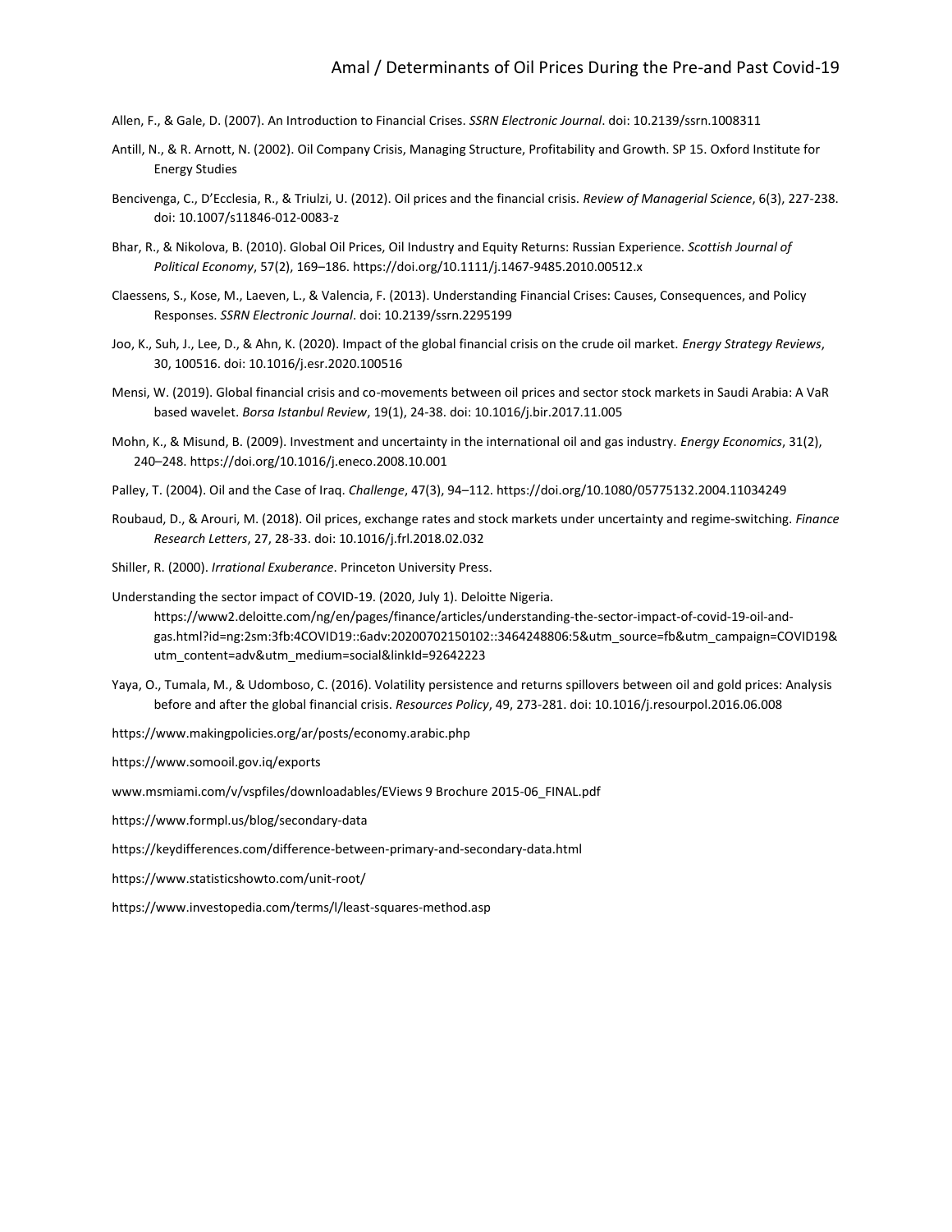Allen, F., & Gale, D. (2007). An Introduction to Financial Crises. *SSRN Electronic Journal*. doi: 10.2139/ssrn.1008311

Antill, N., & R. Arnott, N. (2002). Oil Company Crisis, Managing Structure, Profitability and Growth. SP 15. Oxford Institute for Energy Studies

Bencivenga, C., D'Ecclesia, R., & Triulzi, U. (2012). Oil prices and the financial crisis. *Review of Managerial Science*, 6(3), 227-238. doi: 10.1007/s11846-012-0083-z

Bhar, R., & Nikolova, B. (2010). Global Oil Prices, Oil Industry and Equity Returns: Russian Experience. *Scottish Journal of Political Economy*, 57(2), 169–186. https://doi.org/10.1111/j.1467-9485.2010.00512.x

Claessens, S., Kose, M., Laeven, L., & Valencia, F. (2013). Understanding Financial Crises: Causes, Consequences, and Policy Responses. *SSRN Electronic Journal*. doi: 10.2139/ssrn.2295199

Joo, K., Suh, J., Lee, D., & Ahn, K. (2020). Impact of the global financial crisis on the crude oil market. *Energy Strategy Reviews*, 30, 100516. doi: 10.1016/j.esr.2020.100516

Mensi, W. (2019). Global financial crisis and co-movements between oil prices and sector stock markets in Saudi Arabia: A VaR based wavelet. *Borsa Istanbul Review*, 19(1), 24-38. doi: 10.1016/j.bir.2017.11.005

Mohn, K., & Misund, B. (2009). Investment and uncertainty in the international oil and gas industry. *Energy Economics*, 31(2), 240–248. https://doi.org/10.1016/j.eneco.2008.10.001

Palley, T. (2004). Oil and the Case of Iraq. *Challenge*, 47(3), 94–112. https://doi.org/10.1080/05775132.2004.11034249

Roubaud, D., & Arouri, M. (2018). Oil prices, exchange rates and stock markets under uncertainty and regime-switching. *Finance Research Letters*, 27, 28-33. doi: 10.1016/j.frl.2018.02.032

Shiller, R. (2000). *Irrational Exuberance*. Princeton University Press.

Understanding the sector impact of COVID-19. (2020, July 1). Deloitte Nigeria. https://www2.deloitte.com/ng/en/pages/finance/articles/understanding-the-sector-impact-of-covid-19-oil-and-gas.html?id=ng:2sm:3fb:4COVID19::6adv:20200702150102::3464248806:5&utm_source=fb&utm_campaign=COVID19&utm_content=adv&utm_medium=social&linkId=92642223

Yaya, O., Tumala, M., & Udomboso, C. (2016). Volatility persistence and returns spillovers between oil and gold prices: Analysis before and after the global financial crisis. *Resources Policy*, 49, 273-281. doi: 10.1016/j.resourpol.2016.06.008

https://www.makingpolicies.org/ar/posts/economy.arabic.php

https://www.somooil.gov.iq/exports

www.msmiami.com/v/vspfiles/downloadables/EViews 9 Brochure 2015-06_FINAL.pdf

https://www.formpl.us/blog/secondary-data

https://keydifferences.com/difference-between-primary-and-secondary-data.html

https://www.statisticshowto.com/unit-root/

https://www.investopedia.com/terms/l/least-squares-method.asp